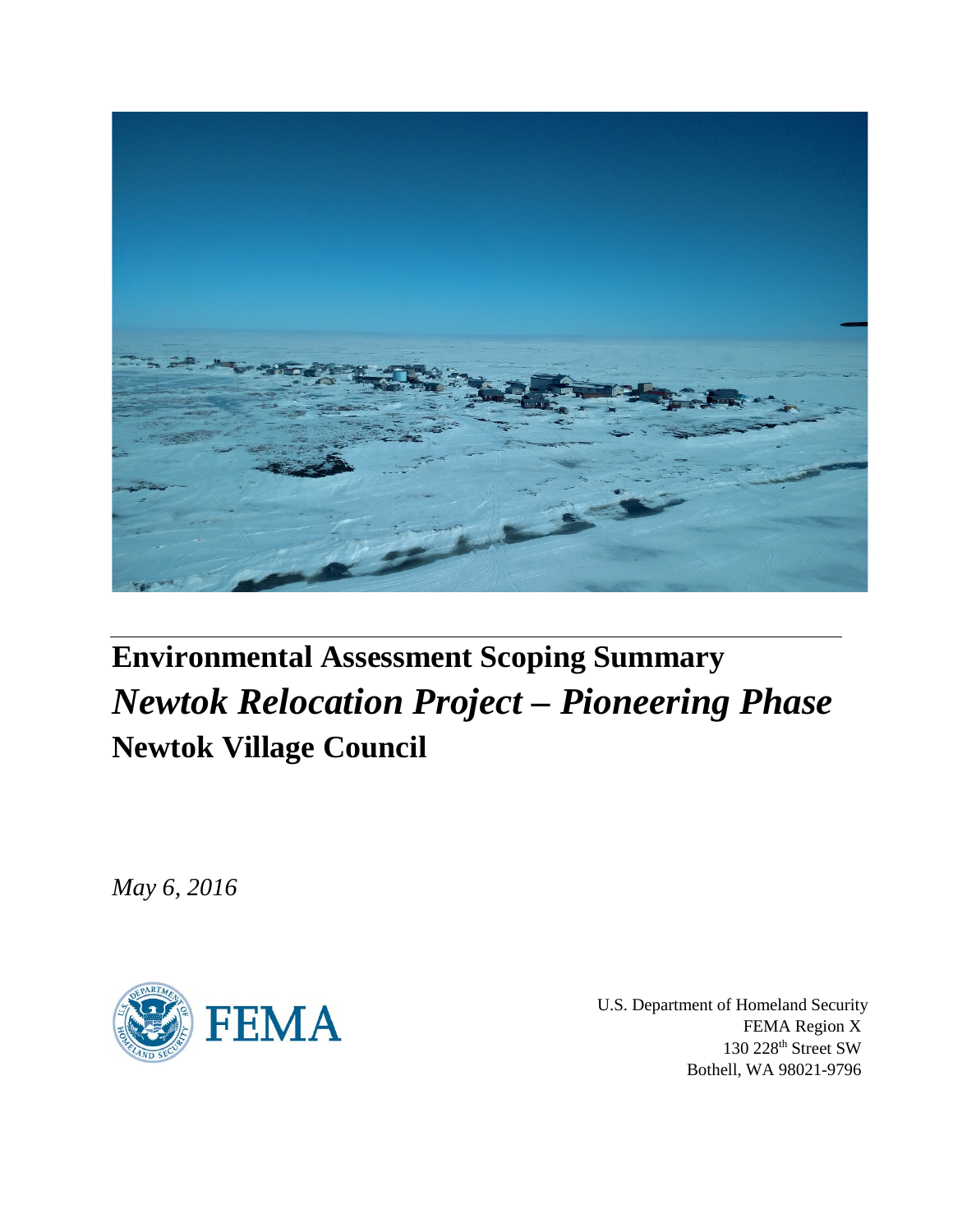# Environmental Assessment Scoping Summary

## *Newtok Relocation Project – Pioneering Phase*

### Newtok Village Council

*May 6, 2016*

FEMA

U.S. Department of Homeland Security
FEMA Region X
130 228th Street SW
Bothell, WA 98021-9796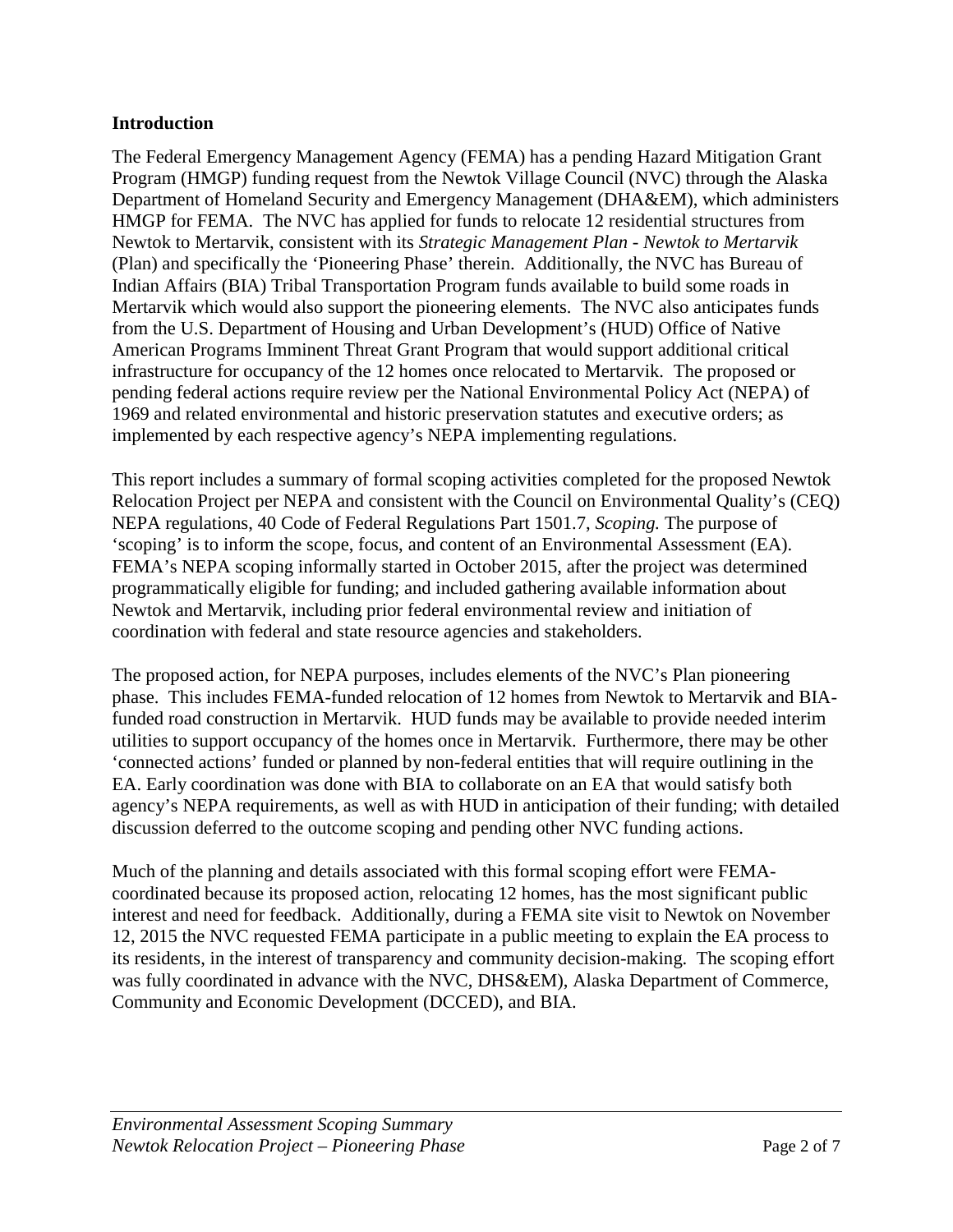**Introduction**

The Federal Emergency Management Agency (FEMA) has a pending Hazard Mitigation Grant Program (HMGP) funding request from the Newtok Village Council (NVC) through the Alaska Department of Homeland Security and Emergency Management (DHA&EM), which administers HMGP for FEMA. The NVC has applied for funds to relocate 12 residential structures from Newtok to Mertarvik, consistent with its *Strategic Management Plan - Newtok to Mertarvik* (Plan) and specifically the 'Pioneering Phase' therein. Additionally, the NVC has Bureau of Indian Affairs (BIA) Tribal Transportation Program funds available to build some roads in Mertarvik which would also support the pioneering elements. The NVC also anticipates funds from the U.S. Department of Housing and Urban Development's (HUD) Office of Native American Programs Imminent Threat Grant Program that would support additional critical infrastructure for occupancy of the 12 homes once relocated to Mertarvik. The proposed or pending federal actions require review per the National Environmental Policy Act (NEPA) of 1969 and related environmental and historic preservation statutes and executive orders; as implemented by each respective agency's NEPA implementing regulations.

This report includes a summary of formal scoping activities completed for the proposed Newtok Relocation Project per NEPA and consistent with the Council on Environmental Quality's (CEQ) NEPA regulations, 40 Code of Federal Regulations Part 1501.7, *Scoping.* The purpose of 'scoping' is to inform the scope, focus, and content of an Environmental Assessment (EA). FEMA's NEPA scoping informally started in October 2015, after the project was determined programmatically eligible for funding; and included gathering available information about Newtok and Mertarvik, including prior federal environmental review and initiation of coordination with federal and state resource agencies and stakeholders.

The proposed action, for NEPA purposes, includes elements of the NVC's Plan pioneering phase. This includes FEMA-funded relocation of 12 homes from Newtok to Mertarvik and BIA-funded road construction in Mertarvik. HUD funds may be available to provide needed interim utilities to support occupancy of the homes once in Mertarvik. Furthermore, there may be other 'connected actions' funded or planned by non-federal entities that will require outlining in the EA. Early coordination was done with BIA to collaborate on an EA that would satisfy both agency's NEPA requirements, as well as with HUD in anticipation of their funding; with detailed discussion deferred to the outcome scoping and pending other NVC funding actions.

Much of the planning and details associated with this formal scoping effort were FEMA-coordinated because its proposed action, relocating 12 homes, has the most significant public interest and need for feedback. Additionally, during a FEMA site visit to Newtok on November 12, 2015 the NVC requested FEMA participate in a public meeting to explain the EA process to its residents, in the interest of transparency and community decision-making. The scoping effort was fully coordinated in advance with the NVC, DHS&EM), Alaska Department of Commerce, Community and Economic Development (DCCED), and BIA.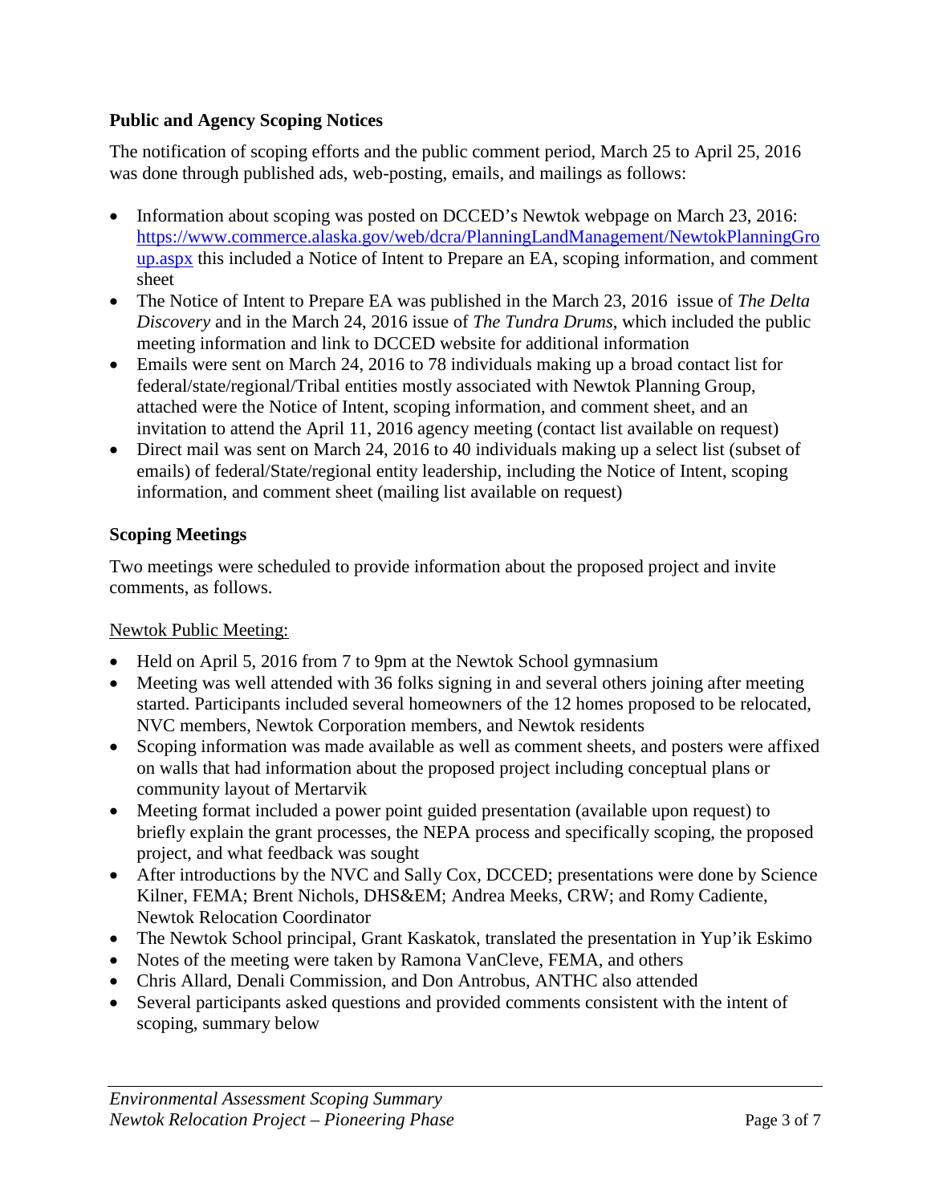**Public and Agency Scoping Notices**

The notification of scoping efforts and the public comment period, March 25 to April 25, 2016 was done through published ads, web-posting, emails, and mailings as follows:

- Information about scoping was posted on DCCED's Newtok webpage on March 23, 2016: [https://www.commerce.alaska.gov/web/dcra/PlanningLandManagement/NewtokPlanningGroup.aspx](https://www.commerce.alaska.gov/web/dcra/PlanningLandManagement/NewtokPlanningGroup.aspx) this included a Notice of Intent to Prepare an EA, scoping information, and comment sheet
- The Notice of Intent to Prepare EA was published in the March 23, 2016 issue of *The Delta Discovery* and in the March 24, 2016 issue of *The Tundra Drums*, which included the public meeting information and link to DCCED website for additional information
- Emails were sent on March 24, 2016 to 78 individuals making up a broad contact list for federal/state/regional/Tribal entities mostly associated with Newtok Planning Group, attached were the Notice of Intent, scoping information, and comment sheet, and an invitation to attend the April 11, 2016 agency meeting (contact list available on request)
- Direct mail was sent on March 24, 2016 to 40 individuals making up a select list (subset of emails) of federal/State/regional entity leadership, including the Notice of Intent, scoping information, and comment sheet (mailing list available on request)

**Scoping Meetings**

Two meetings were scheduled to provide information about the proposed project and invite comments, as follows.

<u>Newtok Public Meeting:</u>

- Held on April 5, 2016 from 7 to 9pm at the Newtok School gymnasium
- Meeting was well attended with 36 folks signing in and several others joining after meeting started. Participants included several homeowners of the 12 homes proposed to be relocated, NVC members, Newtok Corporation members, and Newtok residents
- Scoping information was made available as well as comment sheets, and posters were affixed on walls that had information about the proposed project including conceptual plans or community layout of Mertarvik
- Meeting format included a power point guided presentation (available upon request) to briefly explain the grant processes, the NEPA process and specifically scoping, the proposed project, and what feedback was sought
- After introductions by the NVC and Sally Cox, DCCED; presentations were done by Science Kilner, FEMA; Brent Nichols, DHS&EM; Andrea Meeks, CRW; and Romy Cadiente, Newtok Relocation Coordinator
- The Newtok School principal, Grant Kaskatok, translated the presentation in Yup'ik Eskimo
- Notes of the meeting were taken by Ramona VanCleve, FEMA, and others
- Chris Allard, Denali Commission, and Don Antrobus, ANTHC also attended
- Several participants asked questions and provided comments consistent with the intent of scoping, summary below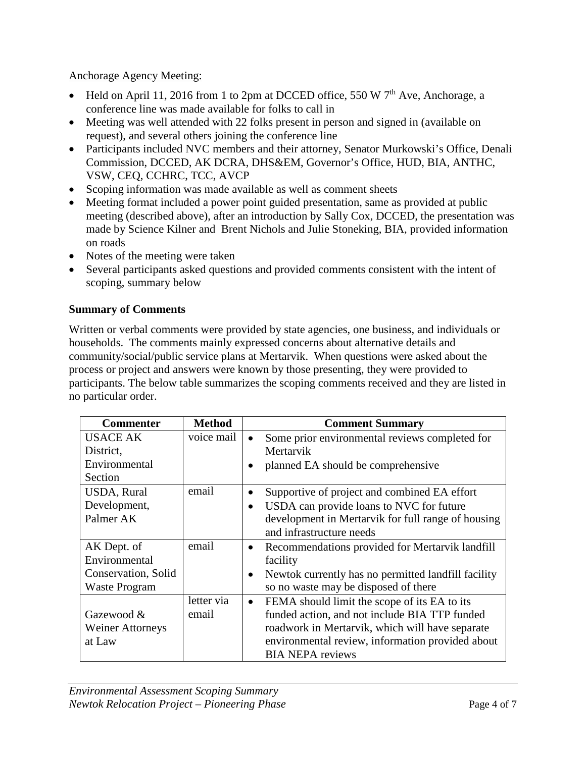Anchorage Agency Meeting:

- Held on April 11, 2016 from 1 to 2pm at DCCED office, 550 W 7th Ave, Anchorage, a conference line was made available for folks to call in
- Meeting was well attended with 22 folks present in person and signed in (available on request), and several others joining the conference line
- Participants included NVC members and their attorney, Senator Murkowski's Office, Denali Commission, DCCED, AK DCRA, DHS&EM, Governor's Office, HUD, BIA, ANTHC, VSW, CEQ, CCHRC, TCC, AVCP
- Scoping information was made available as well as comment sheets
- Meeting format included a power point guided presentation, same as provided at public meeting (described above), after an introduction by Sally Cox, DCCED, the presentation was made by Science Kilner and Brent Nichols and Julie Stoneking, BIA, provided information on roads
- Notes of the meeting were taken
- Several participants asked questions and provided comments consistent with the intent of scoping, summary below

**Summary of Comments**

Written or verbal comments were provided by state agencies, one business, and individuals or households. The comments mainly expressed concerns about alternative details and community/social/public service plans at Mertarvik. When questions were asked about the process or project and answers were known by those presenting, they were provided to participants. The below table summarizes the scoping comments received and they are listed in no particular order.

| Commenter | Method | Comment Summary |
|---|---|---|
| USACE AK District, Environmental Section | voice mail | • Some prior environmental reviews completed for Mertarvik<br>• planned EA should be comprehensive |
| USDA, Rural Development, Palmer AK | email | • Supportive of project and combined EA effort<br>• USDA can provide loans to NVC for future development in Mertarvik for full range of housing and infrastructure needs |
| AK Dept. of Environmental Conservation, Solid Waste Program | email | • Recommendations provided for Mertarvik landfill facility<br>• Newtok currently has no permitted landfill facility so no waste may be disposed of there |
| Gazewood & Weiner Attorneys at Law | letter via email | • FEMA should limit the scope of its EA to its funded action, and not include BIA TTP funded roadwork in Mertarvik, which will have separate environmental review, information provided about BIA NEPA reviews |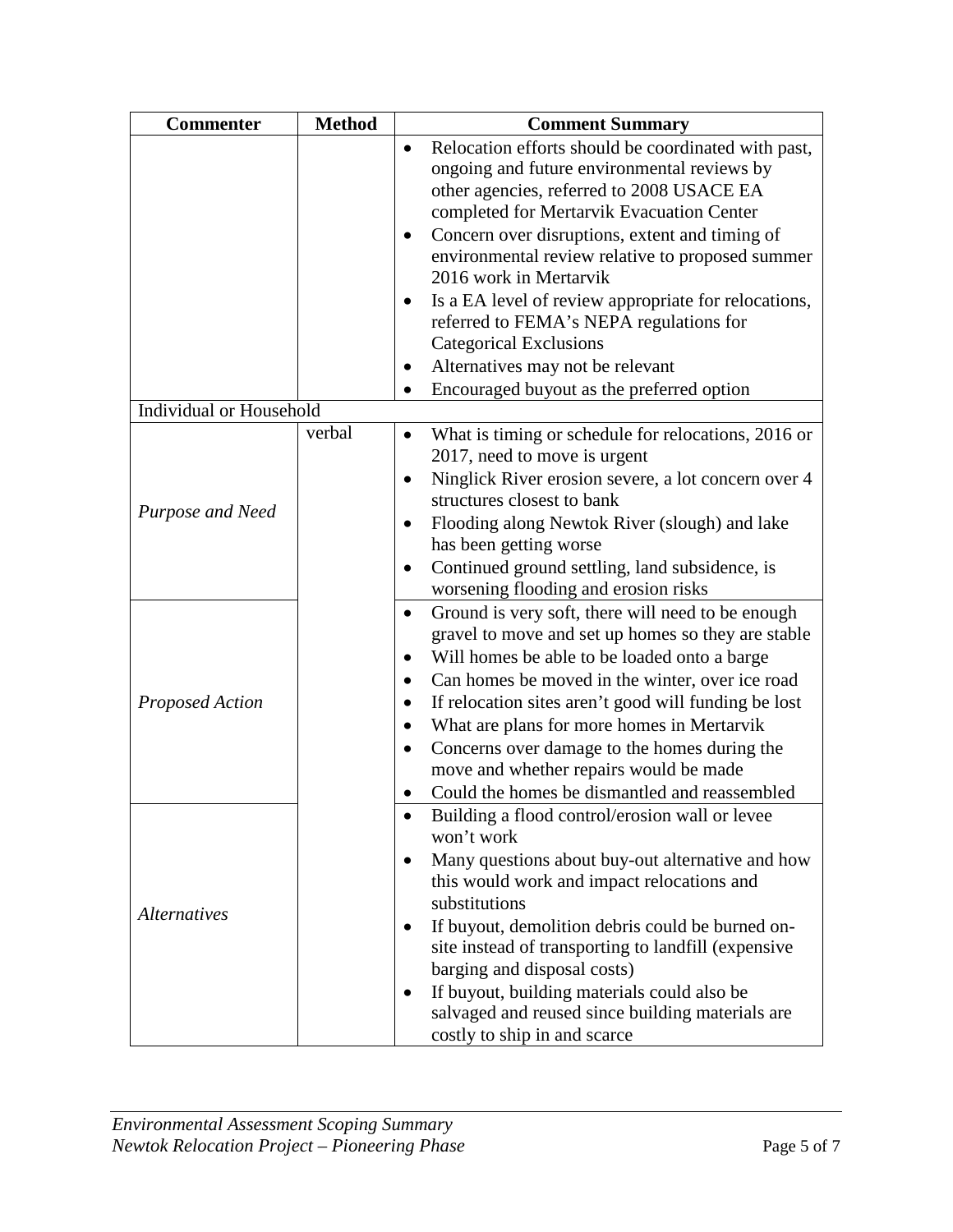| Commenter | Method | Comment Summary |
| --- | --- | --- |
| | | • Relocation efforts should be coordinated with past, ongoing and future environmental reviews by other agencies, referred to 2008 USACE EA completed for Mertarvik Evacuation Center<br>• Concern over disruptions, extent and timing of environmental review relative to proposed summer 2016 work in Mertarvik<br>• Is a EA level of review appropriate for relocations, referred to FEMA's NEPA regulations for Categorical Exclusions<br>• Alternatives may not be relevant<br>• Encouraged buyout as the preferred option |
| Individual or Household | | |
| *Purpose and Need* | verbal | • What is timing or schedule for relocations, 2016 or 2017, need to move is urgent<br>• Ninglick River erosion severe, a lot concern over 4 structures closest to bank<br>• Flooding along Newtok River (slough) and lake has been getting worse<br>• Continued ground settling, land subsidence, is worsening flooding and erosion risks |
| *Proposed Action* | | • Ground is very soft, there will need to be enough gravel to move and set up homes so they are stable<br>• Will homes be able to be loaded onto a barge<br>• Can homes be moved in the winter, over ice road<br>• If relocation sites aren't good will funding be lost<br>• What are plans for more homes in Mertarvik<br>• Concerns over damage to the homes during the move and whether repairs would be made<br>• Could the homes be dismantled and reassembled |
| *Alternatives* | | • Building a flood control/erosion wall or levee won't work<br>• Many questions about buy-out alternative and how this would work and impact relocations and substitutions<br>• If buyout, demolition debris could be burned on-site instead of transporting to landfill (expensive barging and disposal costs)<br>• If buyout, building materials could also be salvaged and reused since building materials are costly to ship in and scarce |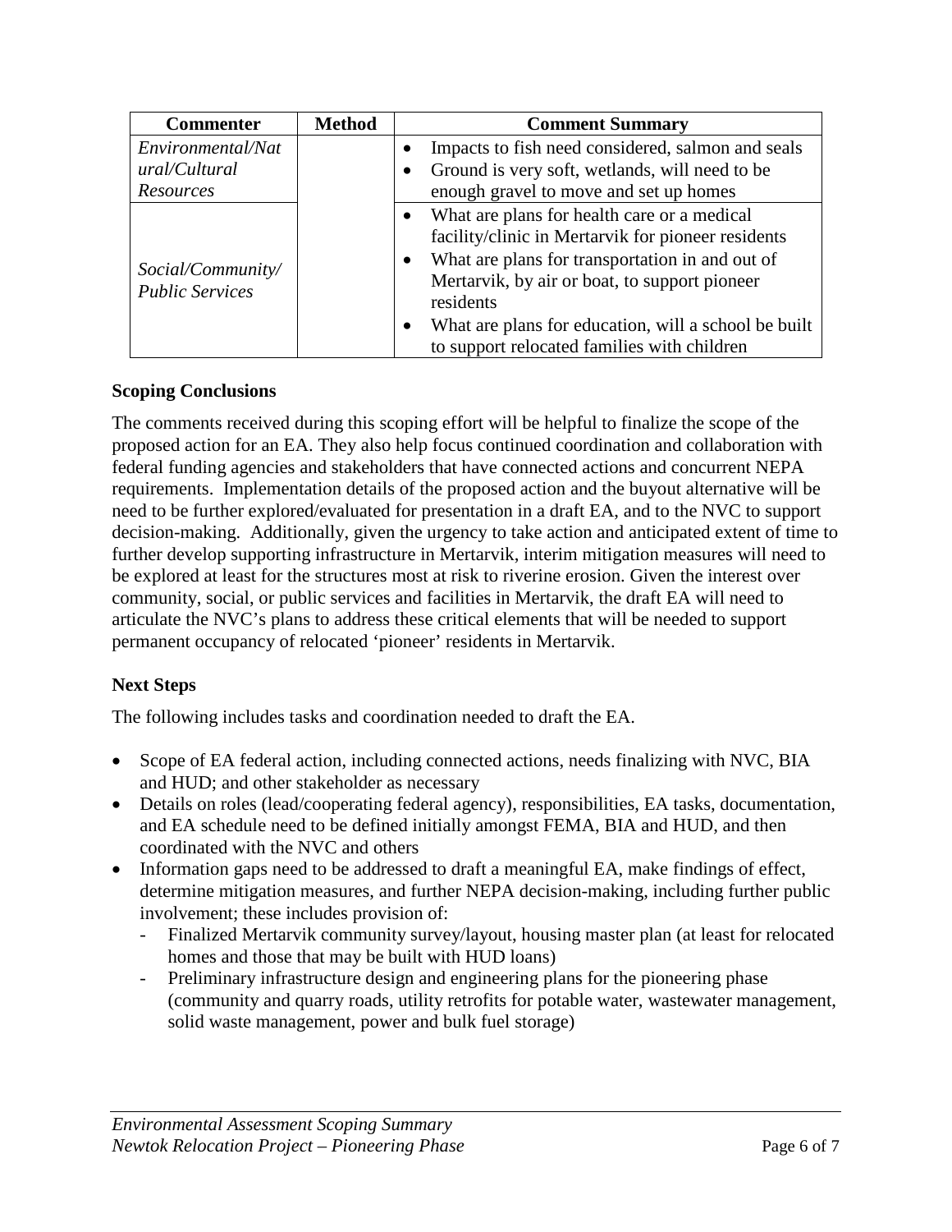| Commenter | Method | Comment Summary |
| --- | --- | --- |
| *Environmental/Natural/Cultural Resources* | | • Impacts to fish need considered, salmon and seals<br>• Ground is very soft, wetlands, will need to be enough gravel to move and set up homes |
| *Social/Community/ Public Services* | | • What are plans for health care or a medical facility/clinic in Mertarvik for pioneer residents<br>• What are plans for transportation in and out of Mertarvik, by air or boat, to support pioneer residents<br>• What are plans for education, will a school be built to support relocated families with children |

### Scoping Conclusions

The comments received during this scoping effort will be helpful to finalize the scope of the proposed action for an EA. They also help focus continued coordination and collaboration with federal funding agencies and stakeholders that have connected actions and concurrent NEPA requirements. Implementation details of the proposed action and the buyout alternative will be need to be further explored/evaluated for presentation in a draft EA, and to the NVC to support decision-making. Additionally, given the urgency to take action and anticipated extent of time to further develop supporting infrastructure in Mertarvik, interim mitigation measures will need to be explored at least for the structures most at risk to riverine erosion. Given the interest over community, social, or public services and facilities in Mertarvik, the draft EA will need to articulate the NVC's plans to address these critical elements that will be needed to support permanent occupancy of relocated 'pioneer' residents in Mertarvik.

### Next Steps

The following includes tasks and coordination needed to draft the EA.

- Scope of EA federal action, including connected actions, needs finalizing with NVC, BIA and HUD; and other stakeholder as necessary
- Details on roles (lead/cooperating federal agency), responsibilities, EA tasks, documentation, and EA schedule need to be defined initially amongst FEMA, BIA and HUD, and then coordinated with the NVC and others
- Information gaps need to be addressed to draft a meaningful EA, make findings of effect, determine mitigation measures, and further NEPA decision-making, including further public involvement; these includes provision of:
  - Finalized Mertarvik community survey/layout, housing master plan (at least for relocated homes and those that may be built with HUD loans)
  - Preliminary infrastructure design and engineering plans for the pioneering phase (community and quarry roads, utility retrofits for potable water, wastewater management, solid waste management, power and bulk fuel storage)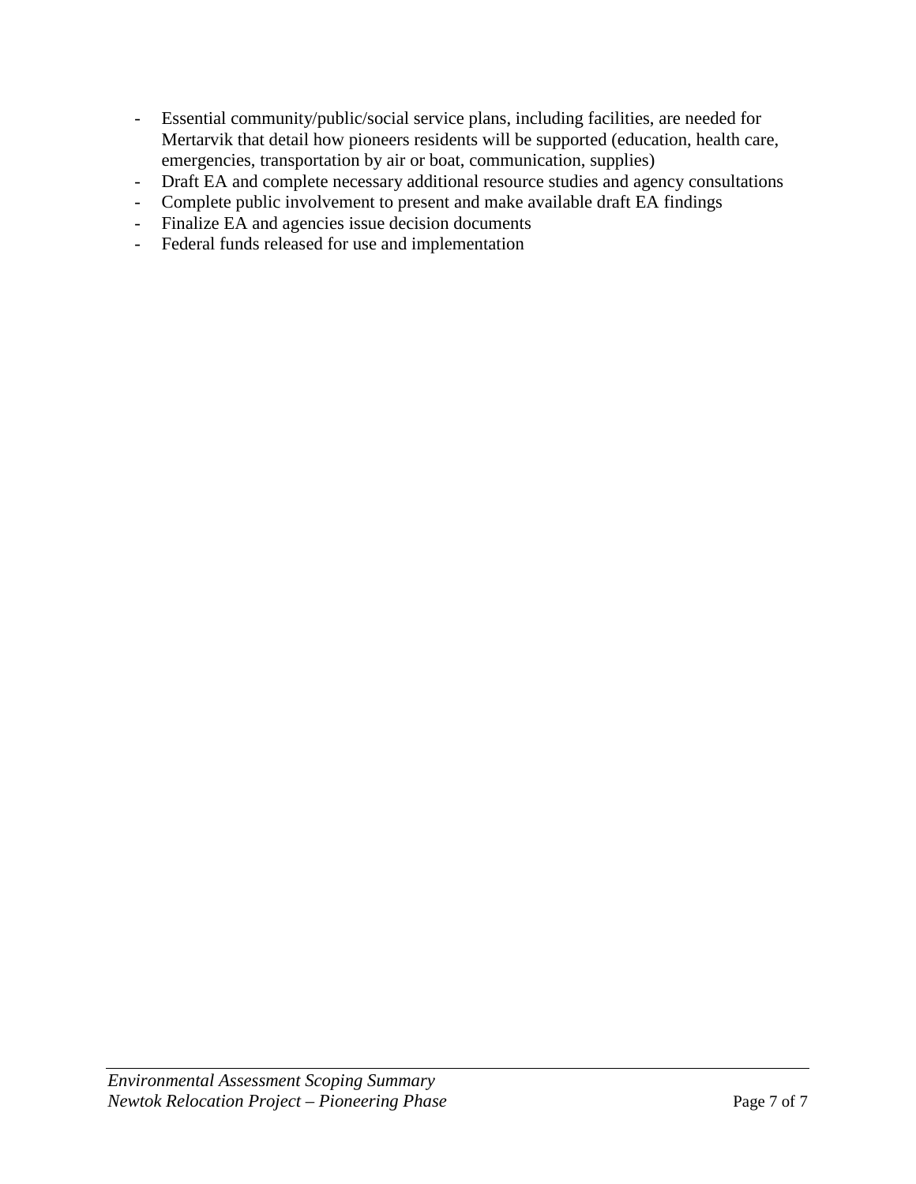- Essential community/public/social service plans, including facilities, are needed for Mertarvik that detail how pioneers residents will be supported (education, health care, emergencies, transportation by air or boat, communication, supplies)
- Draft EA and complete necessary additional resource studies and agency consultations
- Complete public involvement to present and make available draft EA findings
- Finalize EA and agencies issue decision documents
- Federal funds released for use and implementation